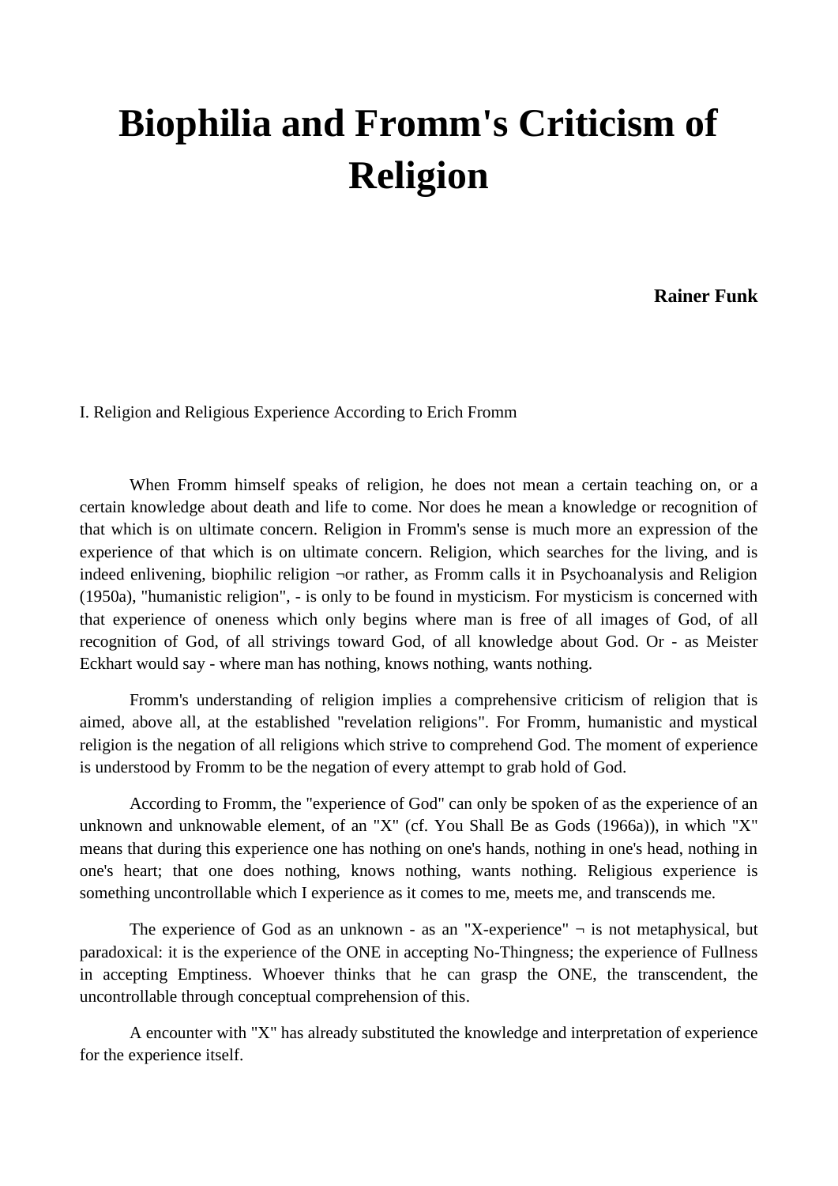# Biophilia and Fromm's Criticism of Religion

**Rainer Funk**

I. Religion and Religious Experience According to Erich Fromm

When Fromm himself speaks of religion, he does not mean a certain teaching on, or a certain knowledge about death and life to come. Nor does he mean a knowledge or recognition of that which is on ultimate concern. Religion in Fromm's sense is much more an expression of the experience of that which is on ultimate concern. Religion, which searches for the living, and is indeed enlivening, biophilic religion ¬or rather, as Fromm calls it in Psychoanalysis and Religion (1950a), "humanistic religion", - is only to be found in mysticism. For mysticism is concerned with that experience of oneness which only begins where man is free of all images of God, of all recognition of God, of all strivings toward God, of all knowledge about God. Or - as Meister Eckhart would say - where man has nothing, knows nothing, wants nothing.

Fromm's understanding of religion implies a comprehensive criticism of religion that is aimed, above all, at the established "revelation religions". For Fromm, humanistic and mystical religion is the negation of all religions which strive to comprehend God. The moment of experience is understood by Fromm to be the negation of every attempt to grab hold of God.

According to Fromm, the "experience of God" can only be spoken of as the experience of an unknown and unknowable element, of an "X" (cf. You Shall Be as Gods (1966a)), in which "X" means that during this experience one has nothing on one's hands, nothing in one's head, nothing in one's heart; that one does nothing, knows nothing, wants nothing. Religious experience is something uncontrollable which I experience as it comes to me, meets me, and transcends me.

The experience of God as an unknown - as an "X-experience" ¬ is not metaphysical, but paradoxical: it is the experience of the ONE in accepting No-Thingness; the experience of Fullness in accepting Emptiness. Whoever thinks that he can grasp the ONE, the transcendent, the uncontrollable through conceptual comprehension of this.

A encounter with "X" has already substituted the knowledge and interpretation of experience for the experience itself.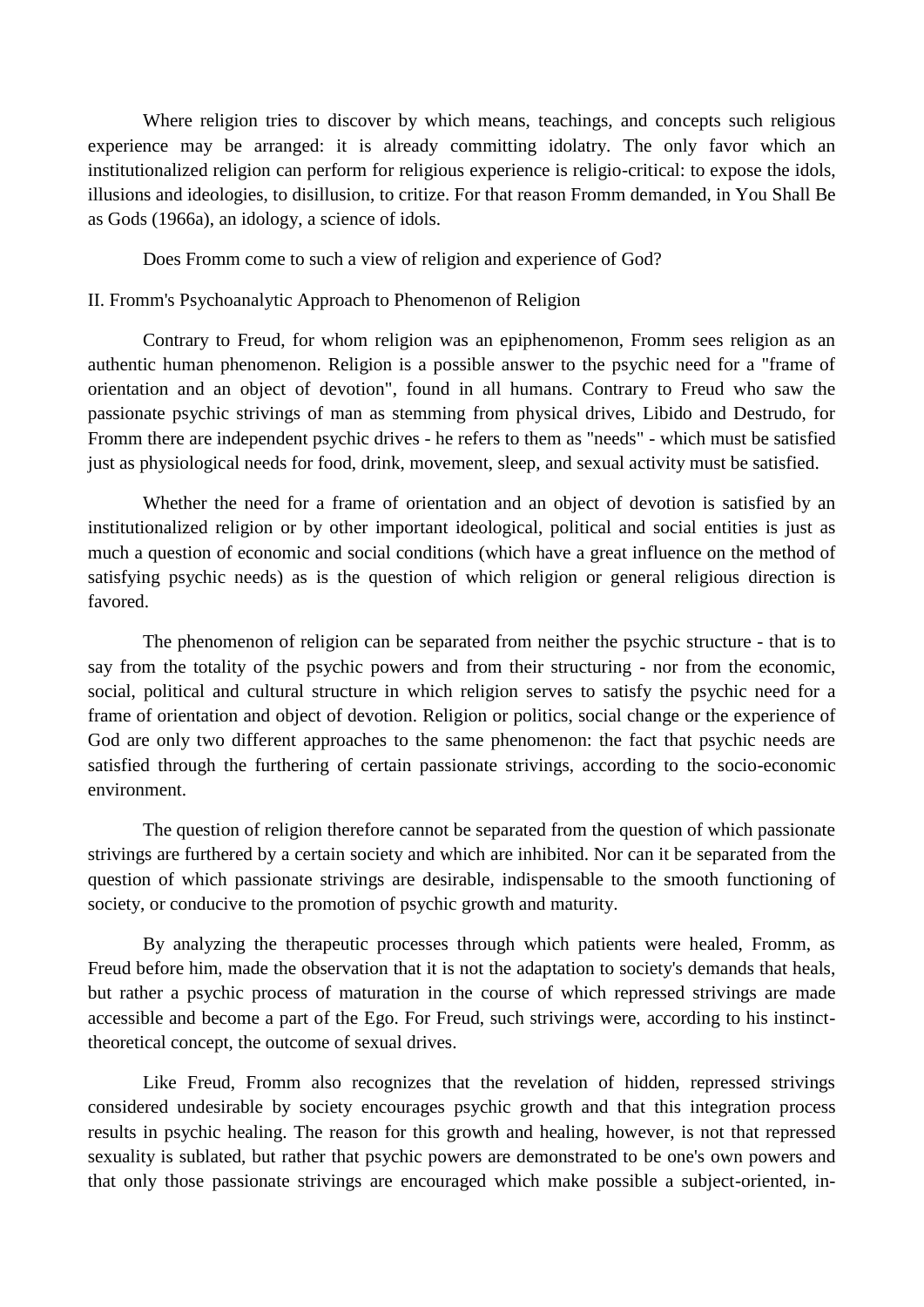Where religion tries to discover by which means, teachings, and concepts such religious experience may be arranged: it is already committing idolatry. The only favor which an institutionalized religion can perform for religious experience is religio-critical: to expose the idols, illusions and ideologies, to disillusion, to critize. For that reason Fromm demanded, in You Shall Be as Gods (1966a), an idology, a science of idols.

Does Fromm come to such a view of religion and experience of God?

## II. Fromm's Psychoanalytic Approach to Phenomenon of Religion

Contrary to Freud, for whom religion was an epiphenomenon, Fromm sees religion as an authentic human phenomenon. Religion is a possible answer to the psychic need for a "frame of orientation and an object of devotion", found in all humans. Contrary to Freud who saw the passionate psychic strivings of man as stemming from physical drives, Libido and Destrudo, for Fromm there are independent psychic drives - he refers to them as "needs" - which must be satisfied just as physiological needs for food, drink, movement, sleep, and sexual activity must be satisfied.

Whether the need for a frame of orientation and an object of devotion is satisfied by an institutionalized religion or by other important ideological, political and social entities is just as much a question of economic and social conditions (which have a great influence on the method of satisfying psychic needs) as is the question of which religion or general religious direction is favored.

The phenomenon of religion can be separated from neither the psychic structure - that is to say from the totality of the psychic powers and from their structuring - nor from the economic, social, political and cultural structure in which religion serves to satisfy the psychic need for a frame of orientation and object of devotion. Religion or politics, social change or the experience of God are only two different approaches to the same phenomenon: the fact that psychic needs are satisfied through the furthering of certain passionate strivings, according to the socio-economic environment.

The question of religion therefore cannot be separated from the question of which passionate strivings are furthered by a certain society and which are inhibited. Nor can it be separated from the question of which passionate strivings are desirable, indispensable to the smooth functioning of society, or conducive to the promotion of psychic growth and maturity.

By analyzing the therapeutic processes through which patients were healed, Fromm, as Freud before him, made the observation that it is not the adaptation to society's demands that heals, but rather a psychic process of maturation in the course of which repressed strivings are made accessible and become a part of the Ego. For Freud, such strivings were, according to his instinct-theoretical concept, the outcome of sexual drives.

Like Freud, Fromm also recognizes that the revelation of hidden, repressed strivings considered undesirable by society encourages psychic growth and that this integration process results in psychic healing. The reason for this growth and healing, however, is not that repressed sexuality is sublated, but rather that psychic powers are demonstrated to be one's own powers and that only those passionate strivings are encouraged which make possible a subject-oriented, in-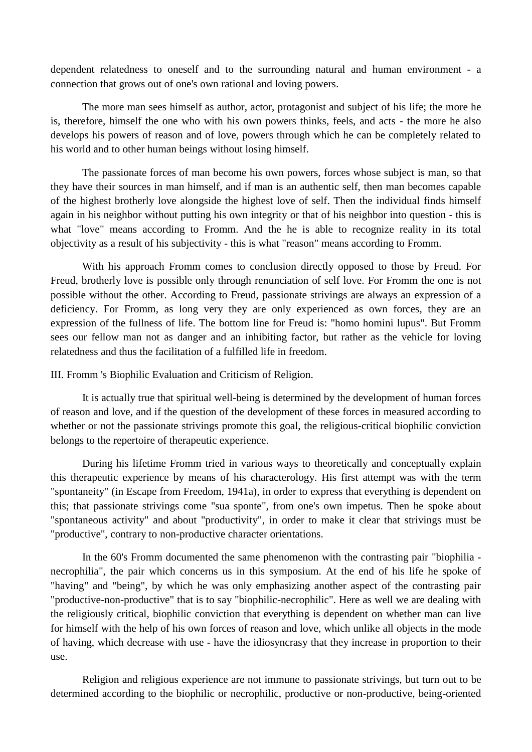dependent relatedness to oneself and to the surrounding natural and human environment - a connection that grows out of one's own rational and loving powers.

The more man sees himself as author, actor, protagonist and subject of his life; the more he is, therefore, himself the one who with his own powers thinks, feels, and acts - the more he also develops his powers of reason and of love, powers through which he can be completely related to his world and to other human beings without losing himself.

The passionate forces of man become his own powers, forces whose subject is man, so that they have their sources in man himself, and if man is an authentic self, then man becomes capable of the highest brotherly love alongside the highest love of self. Then the individual finds himself again in his neighbor without putting his own integrity or that of his neighbor into question - this is what "love" means according to Fromm. And the he is able to recognize reality in its total objectivity as a result of his subjectivity - this is what "reason" means according to Fromm.

With his approach Fromm comes to conclusion directly opposed to those by Freud. For Freud, brotherly love is possible only through renunciation of self love. For Fromm the one is not possible without the other. According to Freud, passionate strivings are always an expression of a deficiency. For Fromm, as long very they are only experienced as own forces, they are an expression of the fullness of life. The bottom line for Freud is: "homo homini lupus". But Fromm sees our fellow man not as danger and an inhibiting factor, but rather as the vehicle for loving relatedness and thus the facilitation of a fulfilled life in freedom.

## III. Fromm 's Biophilic Evaluation and Criticism of Religion.

It is actually true that spiritual well-being is determined by the development of human forces of reason and love, and if the question of the development of these forces in measured according to whether or not the passionate strivings promote this goal, the religious-critical biophilic conviction belongs to the repertoire of therapeutic experience.

During his lifetime Fromm tried in various ways to theoretically and conceptually explain this therapeutic experience by means of his characterology. His first attempt was with the term "spontaneity" (in Escape from Freedom, 1941a), in order to express that everything is dependent on this; that passionate strivings come "sua sponte", from one's own impetus. Then he spoke about "spontaneous activity" and about "productivity", in order to make it clear that strivings must be "productive", contrary to non-productive character orientations.

In the 60's Fromm documented the same phenomenon with the contrasting pair "biophilia - necrophilia", the pair which concerns us in this symposium. At the end of his life he spoke of "having" and "being", by which he was only emphasizing another aspect of the contrasting pair "productive-non-productive" that is to say "biophilic-necrophilic". Here as well we are dealing with the religiously critical, biophilic conviction that everything is dependent on whether man can live for himself with the help of his own forces of reason and love, which unlike all objects in the mode of having, which decrease with use - have the idiosyncrasy that they increase in proportion to their use.

Religion and religious experience are not immune to passionate strivings, but turn out to be determined according to the biophilic or necrophilic, productive or non-productive, being-oriented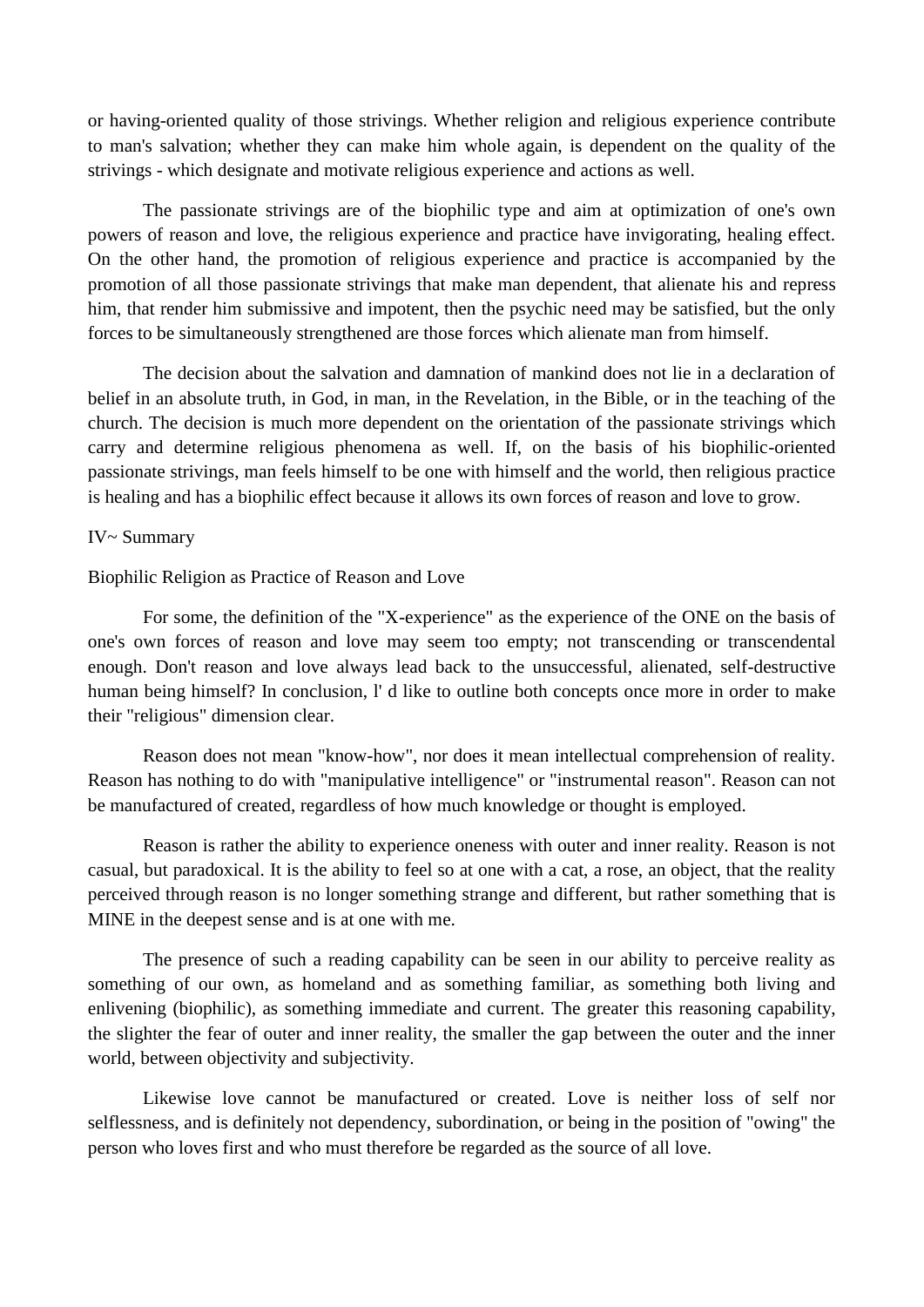or having-oriented quality of those strivings. Whether religion and religious experience contribute to man's salvation; whether they can make him whole again, is dependent on the quality of the strivings - which designate and motivate religious experience and actions as well.

The passionate strivings are of the biophilic type and aim at optimization of one's own powers of reason and love, the religious experience and practice have invigorating, healing effect. On the other hand, the promotion of religious experience and practice is accompanied by the promotion of all those passionate strivings that make man dependent, that alienate his and repress him, that render him submissive and impotent, then the psychic need may be satisfied, but the only forces to be simultaneously strengthened are those forces which alienate man from himself.

The decision about the salvation and damnation of mankind does not lie in a declaration of belief in an absolute truth, in God, in man, in the Revelation, in the Bible, or in the teaching of the church. The decision is much more dependent on the orientation of the passionate strivings which carry and determine religious phenomena as well. If, on the basis of his biophilic-oriented passionate strivings, man feels himself to be one with himself and the world, then religious practice is healing and has a biophilic effect because it allows its own forces of reason and love to grow.

## IV~ Summary

### Biophilic Religion as Practice of Reason and Love

For some, the definition of the "X-experience" as the experience of the ONE on the basis of one's own forces of reason and love may seem too empty; not transcending or transcendental enough. Don't reason and love always lead back to the unsuccessful, alienated, self-destructive human being himself? In conclusion, l' d like to outline both concepts once more in order to make their "religious" dimension clear.

Reason does not mean "know-how", nor does it mean intellectual comprehension of reality. Reason has nothing to do with "manipulative intelligence" or "instrumental reason". Reason can not be manufactured of created, regardless of how much knowledge or thought is employed.

Reason is rather the ability to experience oneness with outer and inner reality. Reason is not casual, but paradoxical. It is the ability to feel so at one with a cat, a rose, an object, that the reality perceived through reason is no longer something strange and different, but rather something that is MINE in the deepest sense and is at one with me.

The presence of such a reading capability can be seen in our ability to perceive reality as something of our own, as homeland and as something familiar, as something both living and enlivening (biophilic), as something immediate and current. The greater this reasoning capability, the slighter the fear of outer and inner reality, the smaller the gap between the outer and the inner world, between objectivity and subjectivity.

Likewise love cannot be manufactured or created. Love is neither loss of self nor selflessness, and is definitely not dependency, subordination, or being in the position of "owing" the person who loves first and who must therefore be regarded as the source of all love.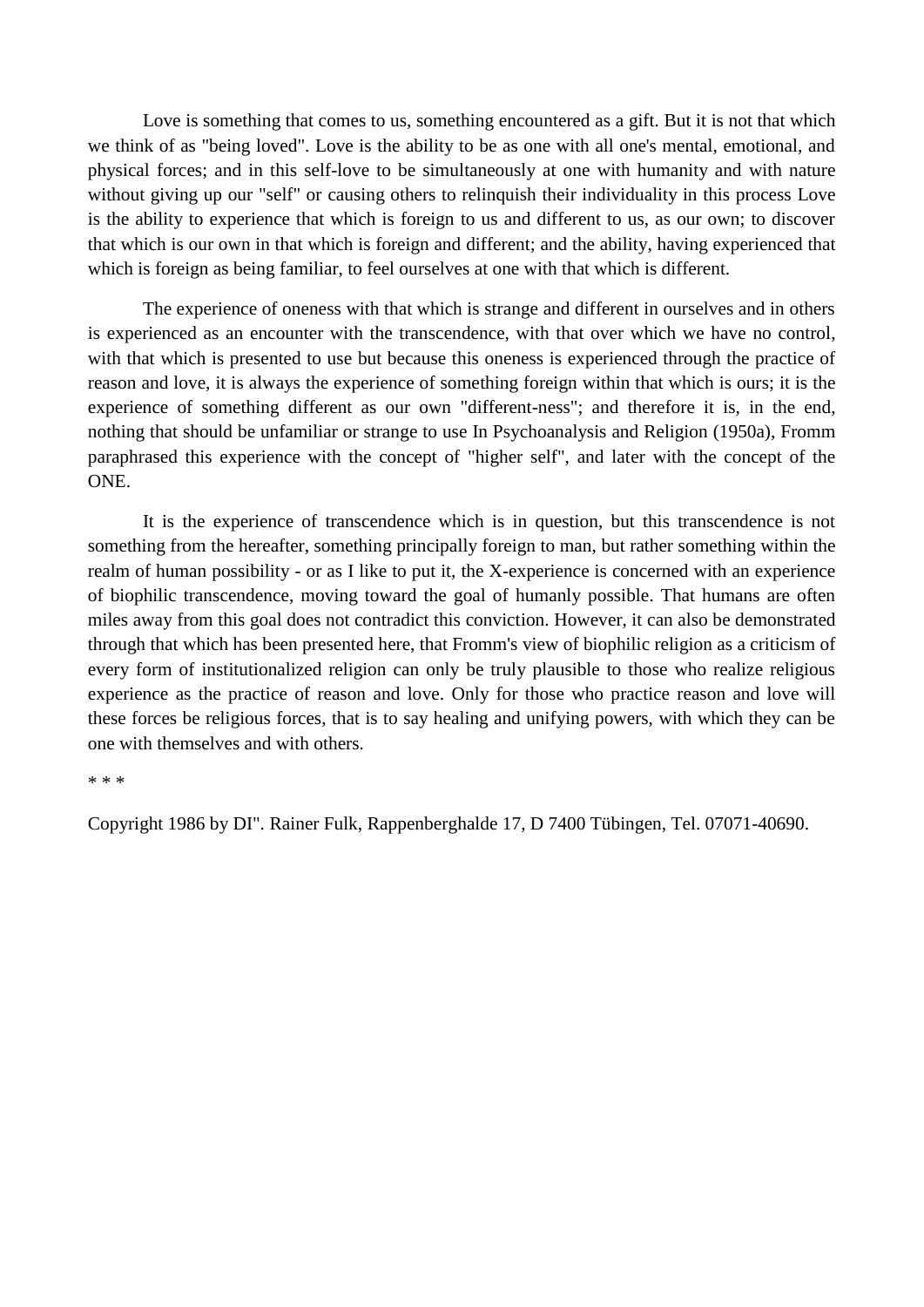Love is something that comes to us, something encountered as a gift. But it is not that which we think of as "being loved". Love is the ability to be as one with all one's mental, emotional, and physical forces; and in this self-love to be simultaneously at one with humanity and with nature without giving up our "self" or causing others to relinquish their individuality in this process Love is the ability to experience that which is foreign to us and different to us, as our own; to discover that which is our own in that which is foreign and different; and the ability, having experienced that which is foreign as being familiar, to feel ourselves at one with that which is different.

The experience of oneness with that which is strange and different in ourselves and in others is experienced as an encounter with the transcendence, with that over which we have no control, with that which is presented to use but because this oneness is experienced through the practice of reason and love, it is always the experience of something foreign within that which is ours; it is the experience of something different as our own "different-ness"; and therefore it is, in the end, nothing that should be unfamiliar or strange to use In Psychoanalysis and Religion (1950a), Fromm paraphrased this experience with the concept of "higher self", and later with the concept of the ONE.

It is the experience of transcendence which is in question, but this transcendence is not something from the hereafter, something principally foreign to man, but rather something within the realm of human possibility - or as I like to put it, the X-experience is concerned with an experience of biophilic transcendence, moving toward the goal of humanly possible. That humans are often miles away from this goal does not contradict this conviction. However, it can also be demonstrated through that which has been presented here, that Fromm's view of biophilic religion as a criticism of every form of institutionalized religion can only be truly plausible to those who realize religious experience as the practice of reason and love. Only for those who practice reason and love will these forces be religious forces, that is to say healing and unifying powers, with which they can be one with themselves and with others.

* * *

Copyright 1986 by DI". Rainer Fulk, Rappenberghalde 17, D 7400 Tübingen, Tel. 07071-40690.